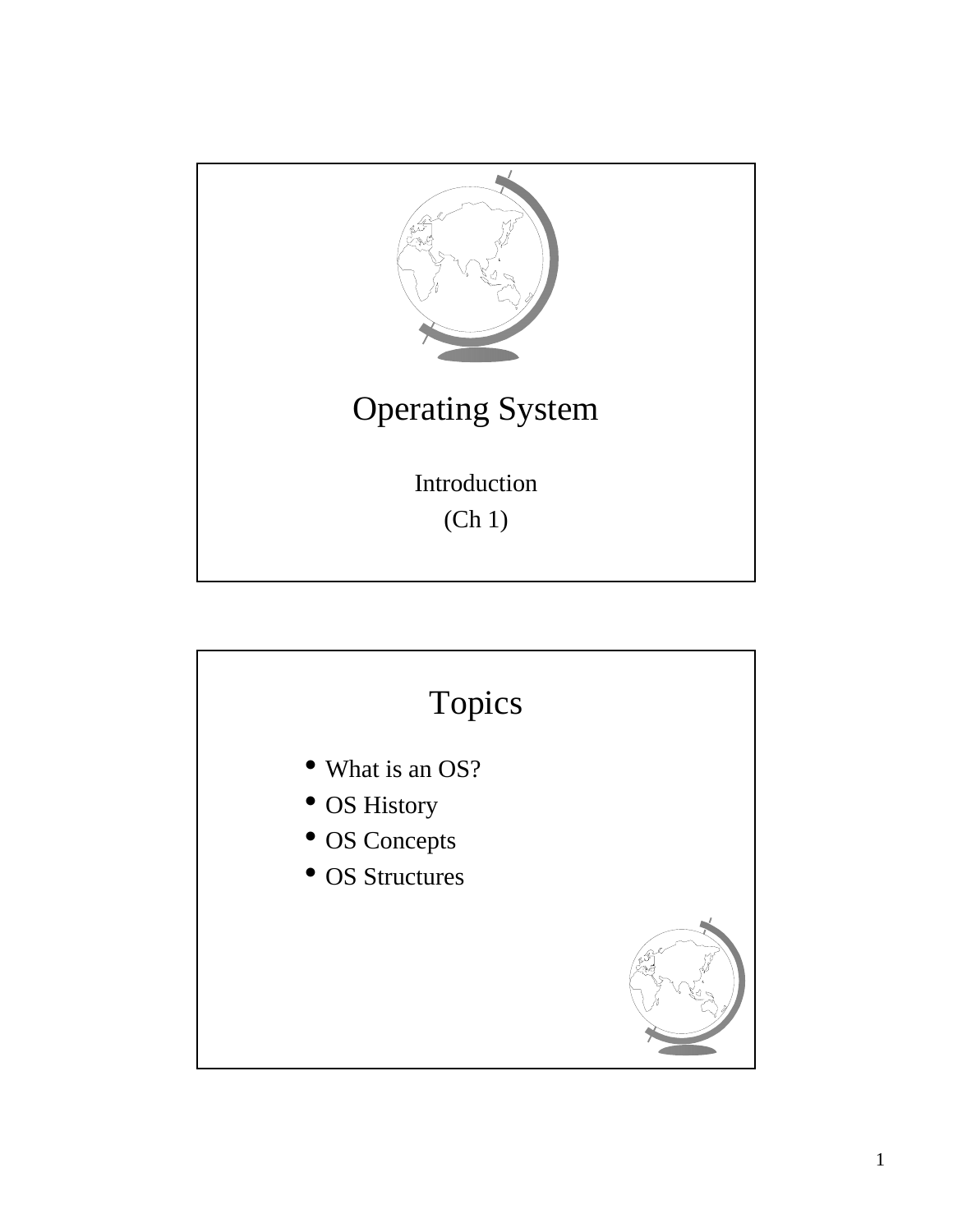# Operating System

Introduction

(Ch 1)

## Topics

- What is an OS?
- OS History
- OS Concepts
- OS Structures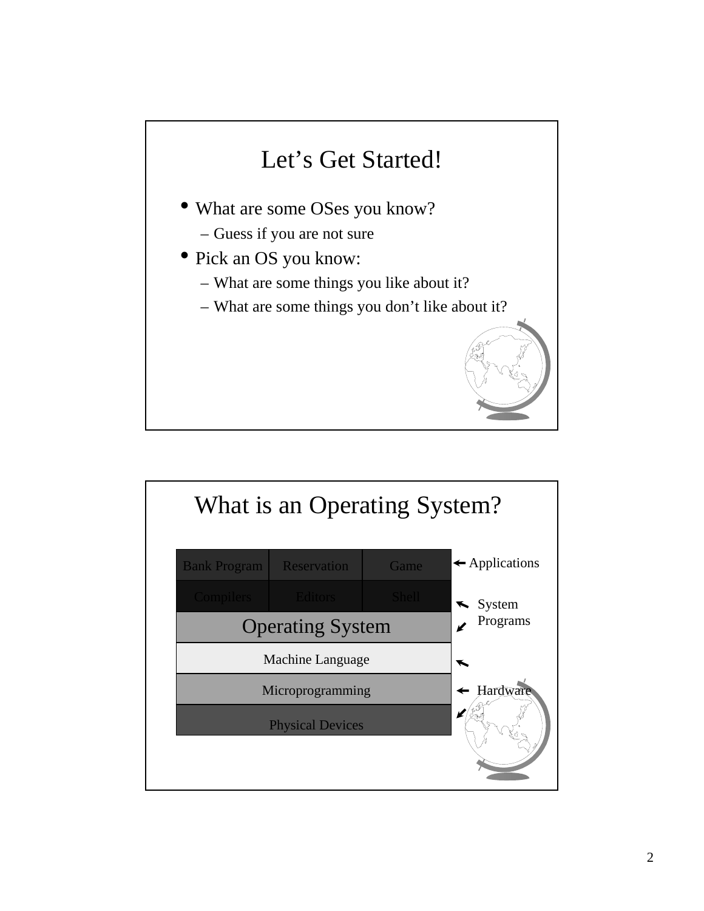## Let's Get Started!

- What are some OSes you know?
  - Guess if you are not sure
- Pick an OS you know:
  - What are some things you like about it?
  - What are some things you don't like about it?

## What is an Operating System?

| | | | |
|---|---|---|---|
| Bank Program | Reservation | Game | ← Applications |
| Compilers | Editors | Shell | System Programs |
| Operating System | | | |
| Machine Language | | | |
| Microprogramming | | | ← Hardware |
| Physical Devices | | | |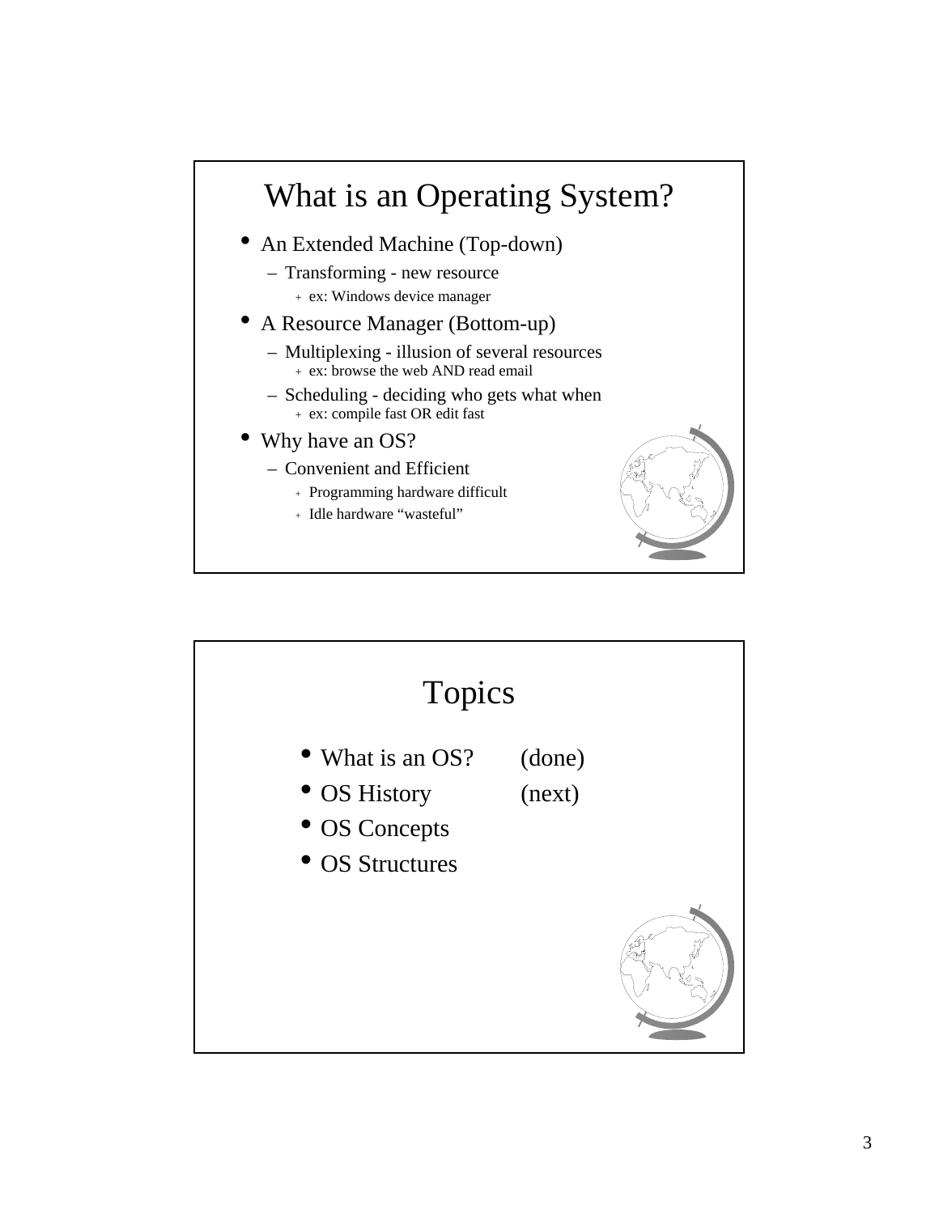# What is an Operating System?

- An Extended Machine (Top-down)
  - Transforming - new resource
    - ex: Windows device manager
- A Resource Manager (Bottom-up)
  - Multiplexing - illusion of several resources
    - ex: browse the web AND read email
  - Scheduling - deciding who gets what when
    - ex: compile fast OR edit fast
- Why have an OS?
  - Convenient and Efficient
    - Programming hardware difficult
    - Idle hardware "wasteful"

# Topics

- What is an OS? (done)
- OS History (next)
- OS Concepts
- OS Structures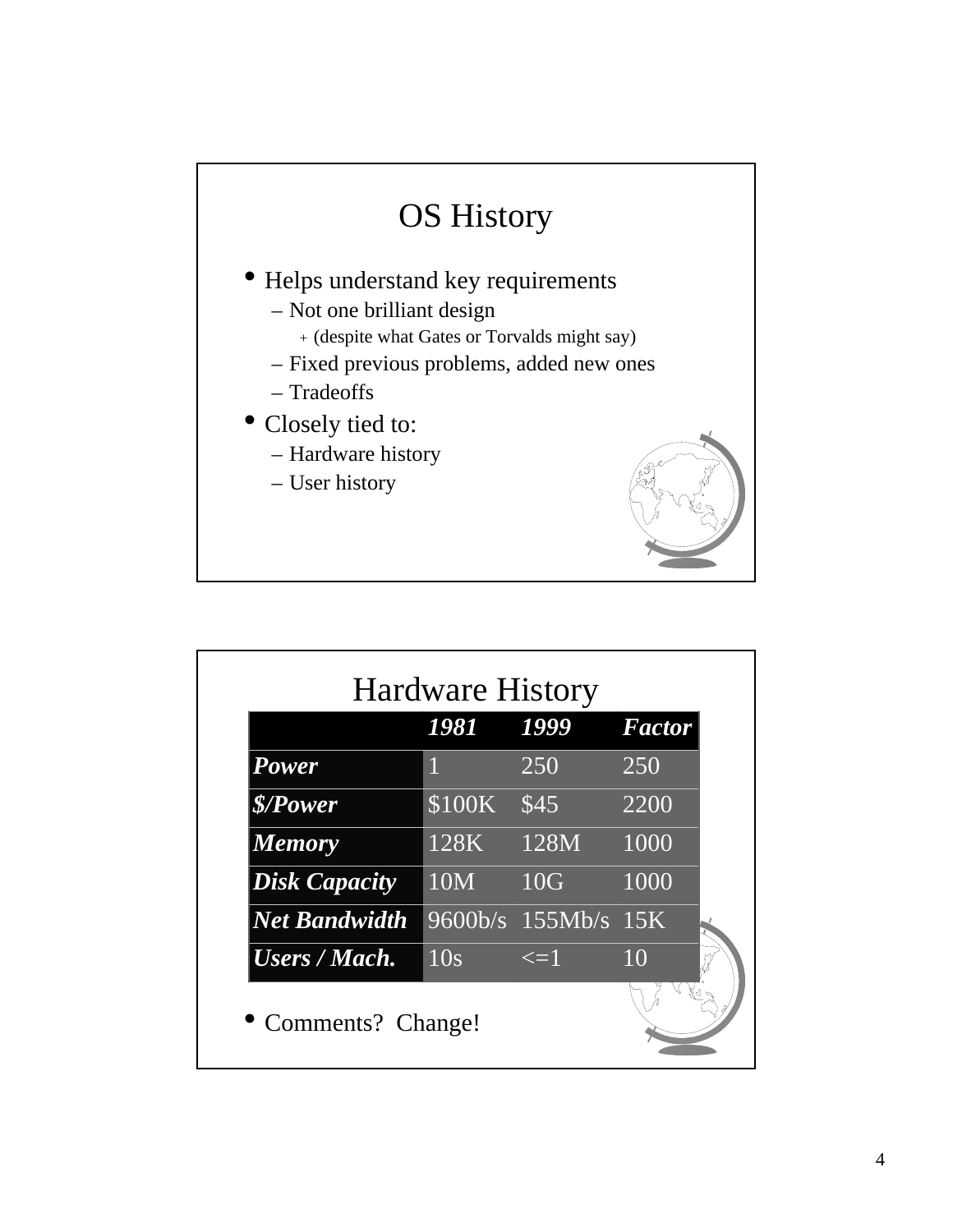# OS History

- Helps understand key requirements
  - Not one brilliant design
    - (despite what Gates or Torvalds might say)
  - Fixed previous problems, added new ones
  - Tradeoffs
- Closely tied to:
  - Hardware history
  - User history

# Hardware History

| | *1981* | *1999* | *Factor* |
|---|---|---|---|
| ***Power*** | 1 | 250 | 250 |
| ***$/Power*** | $100K | $45 | 2200 |
| ***Memory*** | 128K | 128M | 1000 |
| ***Disk Capacity*** | 10M | 10G | 1000 |
| ***Net Bandwidth*** | 9600b/s | 155Mb/s | 15K |
| ***Users / Mach.*** | 10s | <=1 | 10 |

- Comments? Change!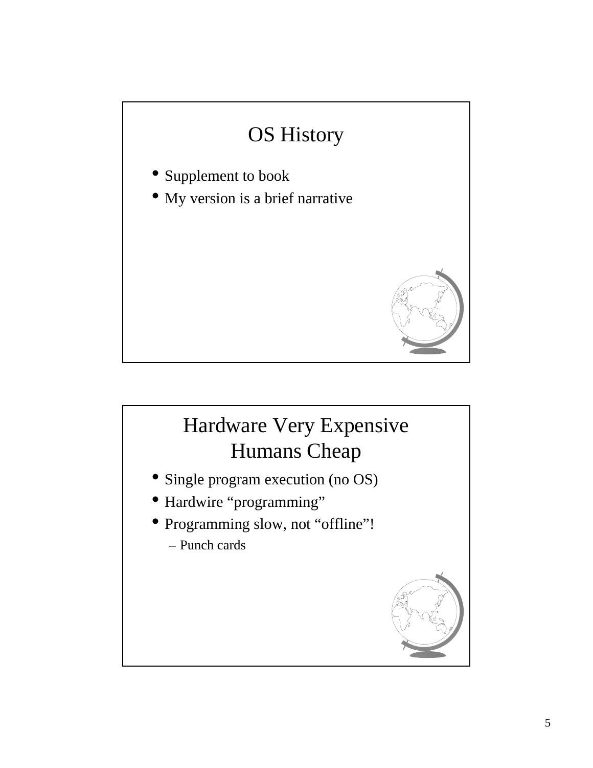## OS History

- Supplement to book
- My version is a brief narrative

## Hardware Very Expensive Humans Cheap

- Single program execution (no OS)
- Hardwire “programming”
- Programming slow, not “offline”!
  - Punch cards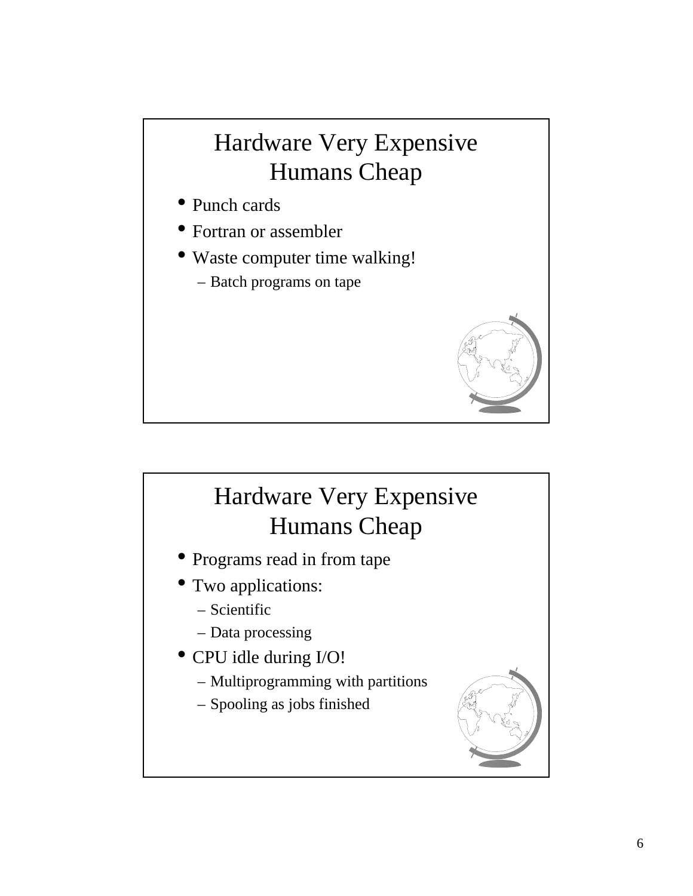## Hardware Very Expensive Humans Cheap

- Punch cards
- Fortran or assembler
- Waste computer time walking!
  - Batch programs on tape

## Hardware Very Expensive Humans Cheap

- Programs read in from tape
- Two applications:
  - Scientific
  - Data processing
- CPU idle during I/O!
  - Multiprogramming with partitions
  - Spooling as jobs finished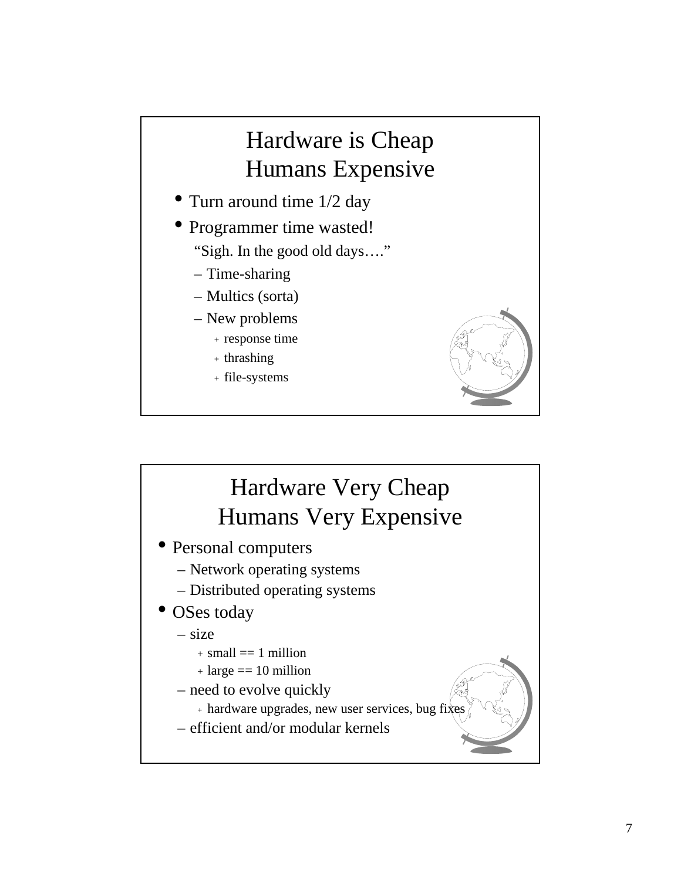## Hardware is Cheap
## Humans Expensive

- Turn around time 1/2 day
- Programmer time wasted!

  "Sigh. In the good old days…."

  - Time-sharing
  - Multics (sorta)
  - New problems
    - response time
    - thrashing
    - file-systems

## Hardware Very Cheap
## Humans Very Expensive

- Personal computers
  - Network operating systems
  - Distributed operating systems
- OSes today
  - size
    - small == 1 million
    - large == 10 million
  - need to evolve quickly
    - hardware upgrades, new user services, bug fixes
  - efficient and/or modular kernels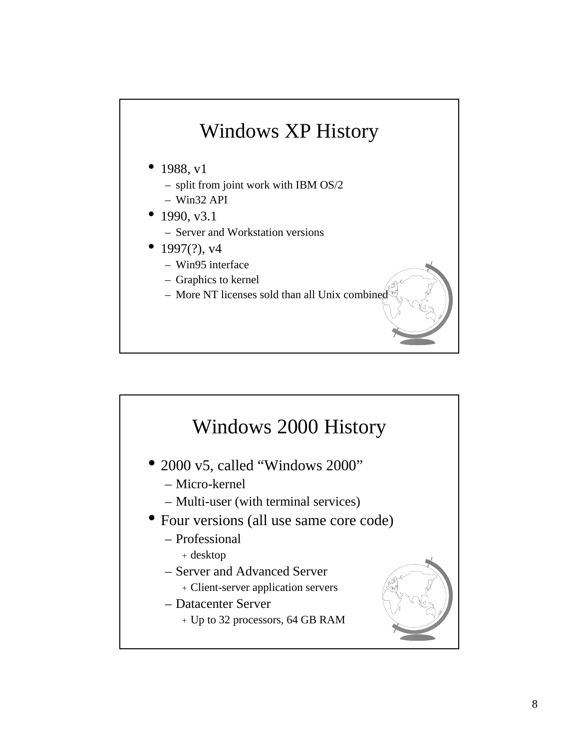## Windows XP History

- 1988, v1
  - split from joint work with IBM OS/2
  - Win32 API
- 1990, v3.1
  - Server and Workstation versions
- 1997(?), v4
  - Win95 interface
  - Graphics to kernel
  - More NT licenses sold than all Unix combined

## Windows 2000 History

- 2000 v5, called "Windows 2000"
  - Micro-kernel
  - Multi-user (with terminal services)
- Four versions (all use same core code)
  - Professional
    - desktop
  - Server and Advanced Server
    - Client-server application servers
  - Datacenter Server
    - Up to 32 processors, 64 GB RAM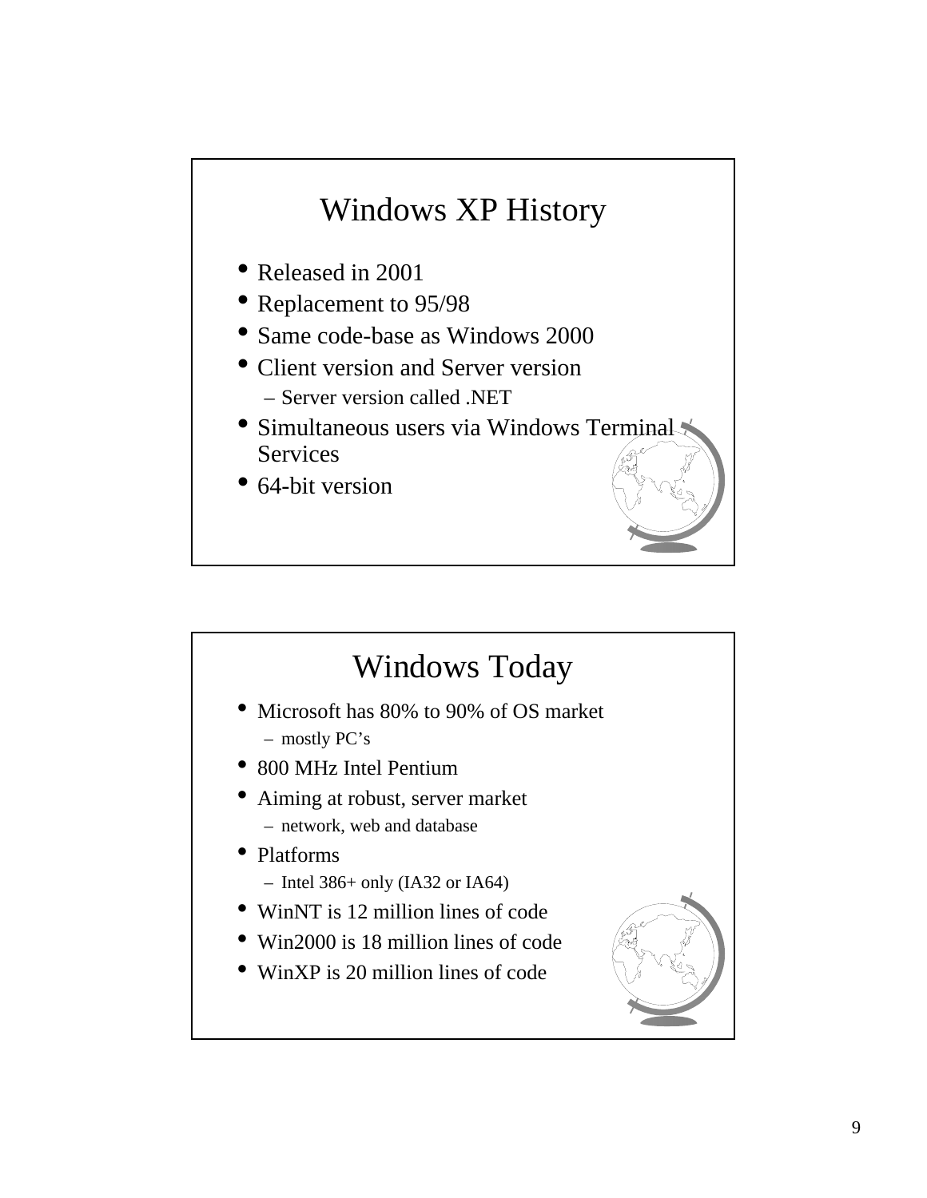# Windows XP History

- Released in 2001
- Replacement to 95/98
- Same code-base as Windows 2000
- Client version and Server version
  - Server version called .NET
- Simultaneous users via Windows Terminal Services
- 64-bit version

# Windows Today

- Microsoft has 80% to 90% of OS market
  - mostly PC's
- 800 MHz Intel Pentium
- Aiming at robust, server market
  - network, web and database
- Platforms
  - Intel 386+ only (IA32 or IA64)
- WinNT is 12 million lines of code
- Win2000 is 18 million lines of code
- WinXP is 20 million lines of code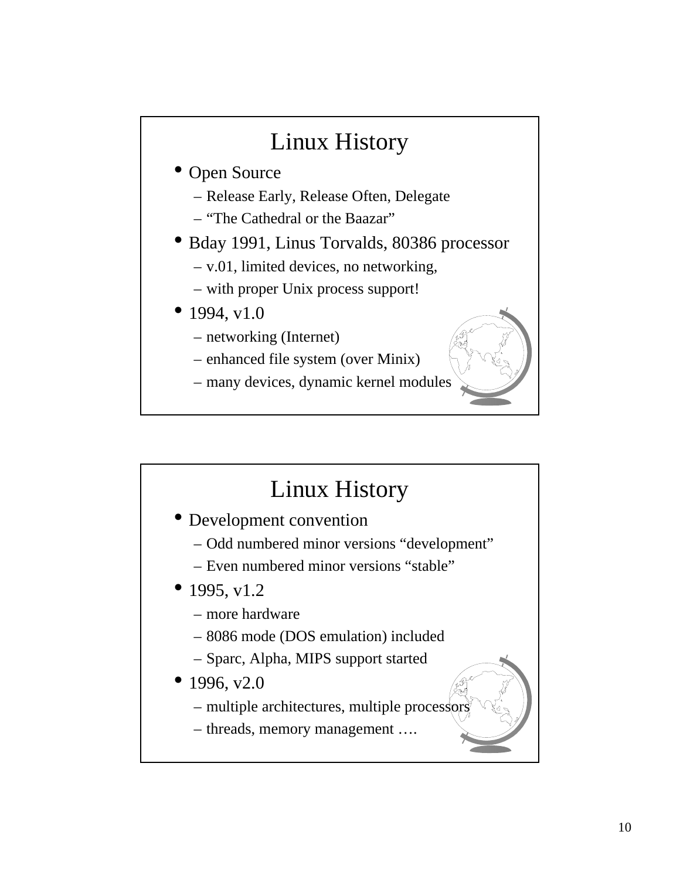## Linux History

- Open Source
  - Release Early, Release Often, Delegate
  - "The Cathedral or the Baazar"
- Bday 1991, Linus Torvalds, 80386 processor
  - v.01, limited devices, no networking,
  - with proper Unix process support!
- 1994, v1.0
  - networking (Internet)
  - enhanced file system (over Minix)
  - many devices, dynamic kernel modules

## Linux History

- Development convention
  - Odd numbered minor versions "development"
  - Even numbered minor versions "stable"
- 1995, v1.2
  - more hardware
  - 8086 mode (DOS emulation) included
  - Sparc, Alpha, MIPS support started
- 1996, v2.0
  - multiple architectures, multiple processors
  - threads, memory management ….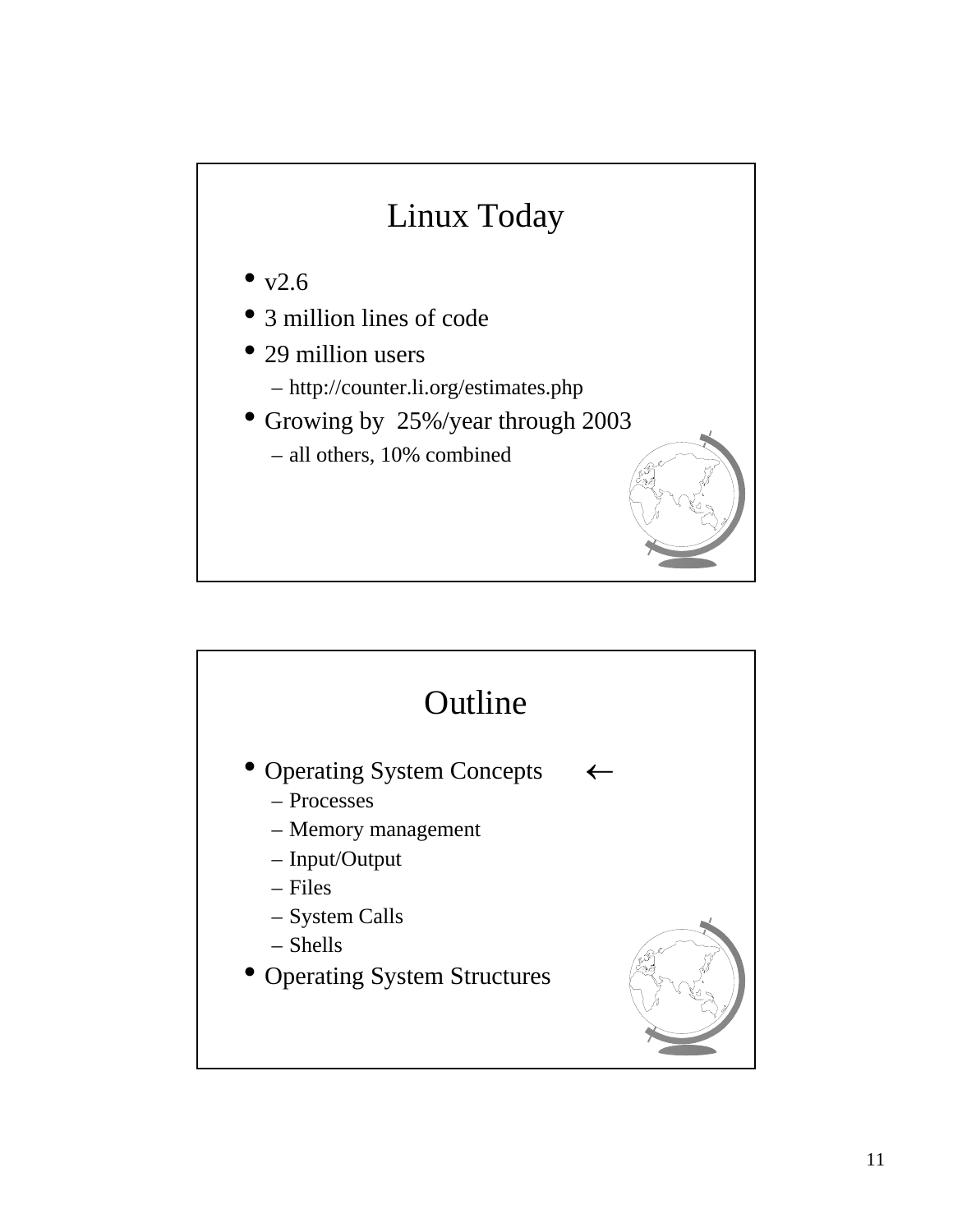## Linux Today

- v2.6
- 3 million lines of code
- 29 million users
  - http://counter.li.org/estimates.php
- Growing by 25%/year through 2003
  - all others, 10% combined

## Outline

- Operating System Concepts ←
  - Processes
  - Memory management
  - Input/Output
  - Files
  - System Calls
  - Shells
- Operating System Structures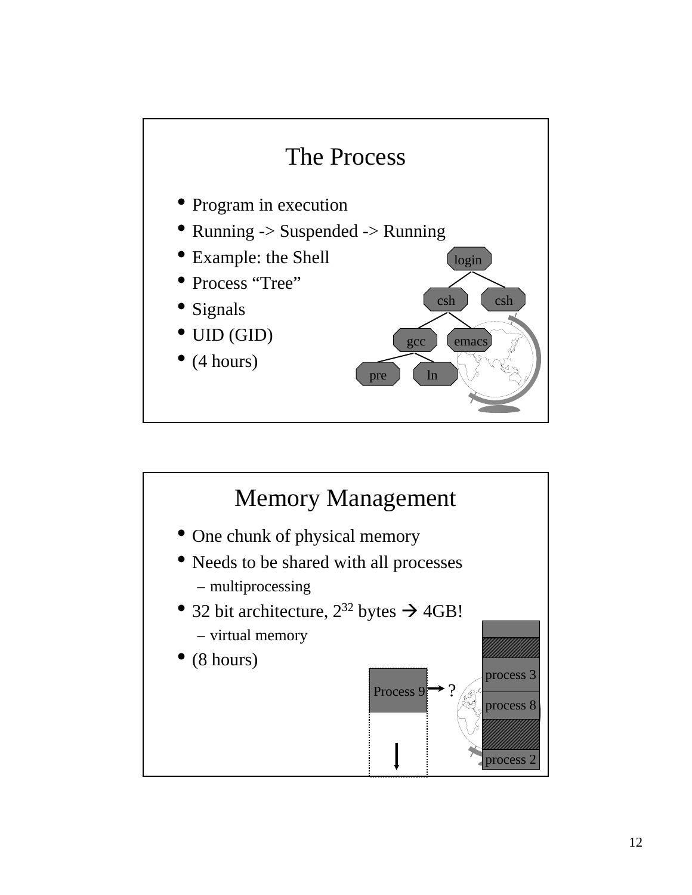## The Process

- Program in execution
- Running -> Suspended -> Running
- Example: the Shell
- Process "Tree"
- Signals
- UID (GID)
- (4 hours)

login

csh csh

gcc emacs

pre ln

## Memory Management

- One chunk of physical memory
- Needs to be shared with all processes
  - multiprocessing
- 32 bit architecture, $2^{32}$ bytes → 4GB!
  - virtual memory
- (8 hours)

Process 9 → ?

process 3

process 8

process 2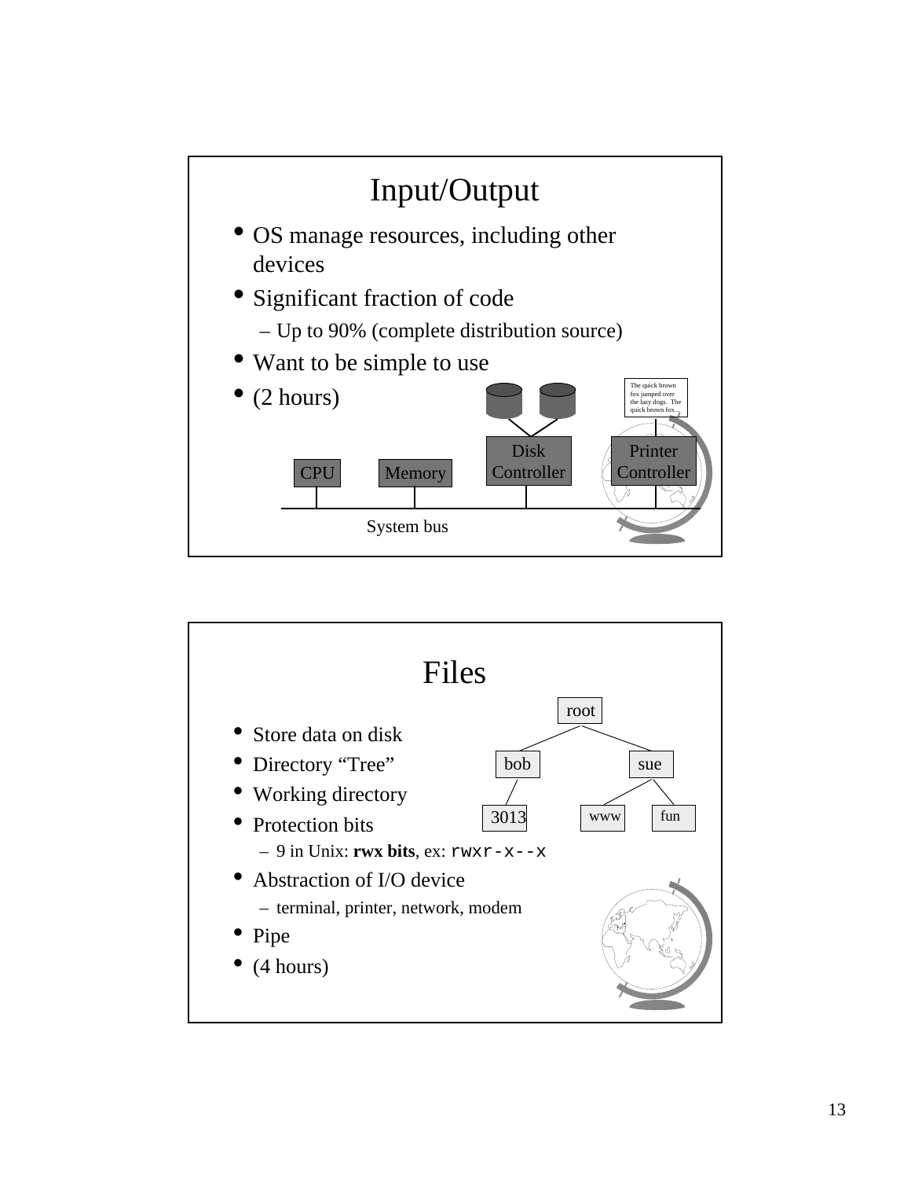# Input/Output

- OS manage resources, including other devices
- Significant fraction of code
  - Up to 90% (complete distribution source)
- Want to be simple to use
- (2 hours)

The quick brown fox jumped over the lazy dogs. The quick brown fox...

Disk Controller

Printer Controller

CPU

Memory

System bus

# Files

- Store data on disk
- Directory "Tree"
- Working directory
- Protection bits
  - 9 in Unix: **rwx bits**, ex: `rwxr-x--x`
- Abstraction of I/O device
  - terminal, printer, network, modem
- Pipe
- (4 hours)

root

bob

sue

3013

www

fun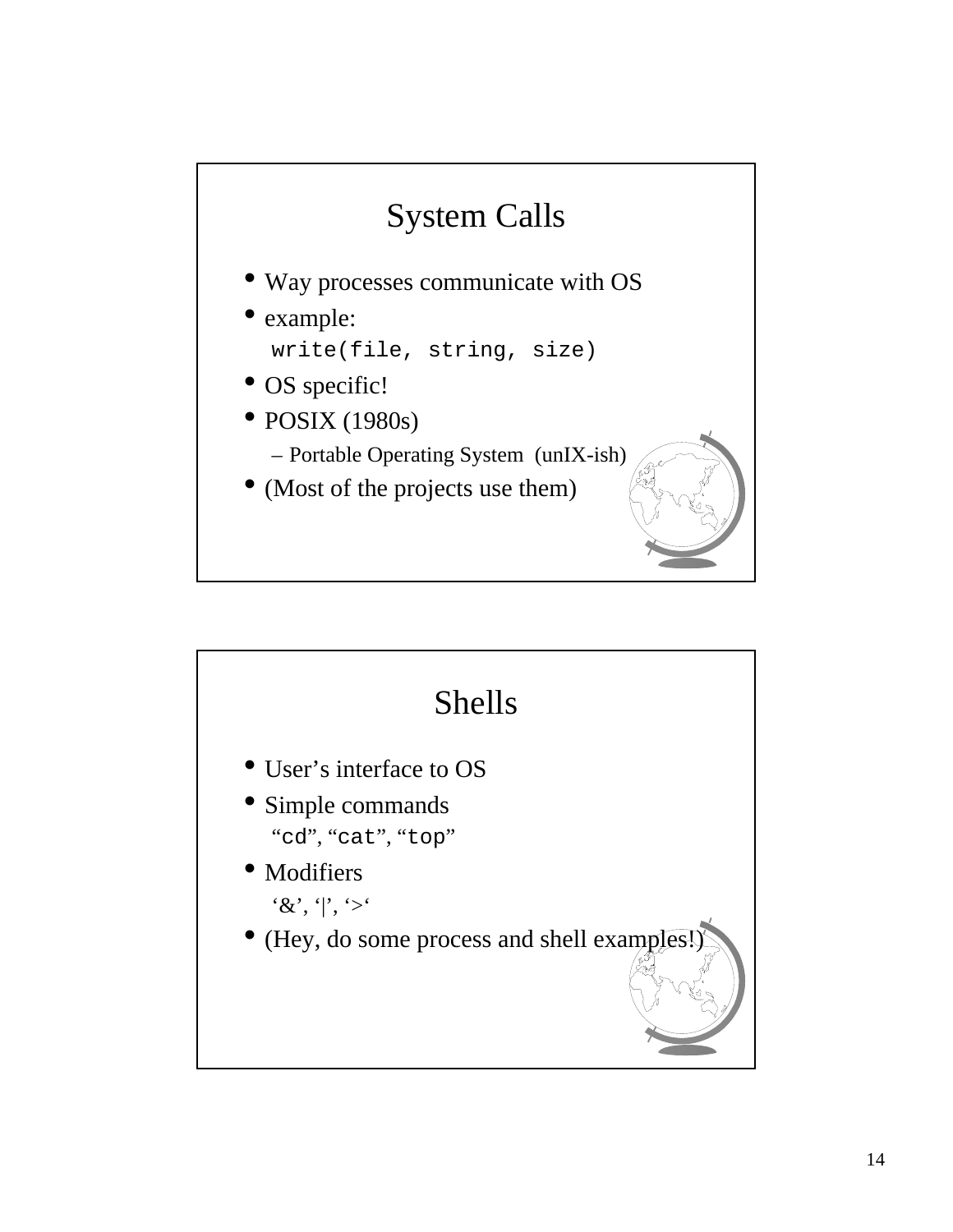## System Calls

- Way processes communicate with OS
- example:
  `write(file, string, size)`
- OS specific!
- POSIX (1980s)
  - Portable Operating System (unIX-ish)
- (Most of the projects use them)

## Shells

- User's interface to OS
- Simple commands
  "`cd`", "`cat`", "`top`"
- Modifiers
  '&', '|', '>'
- (Hey, do some process and shell examples!)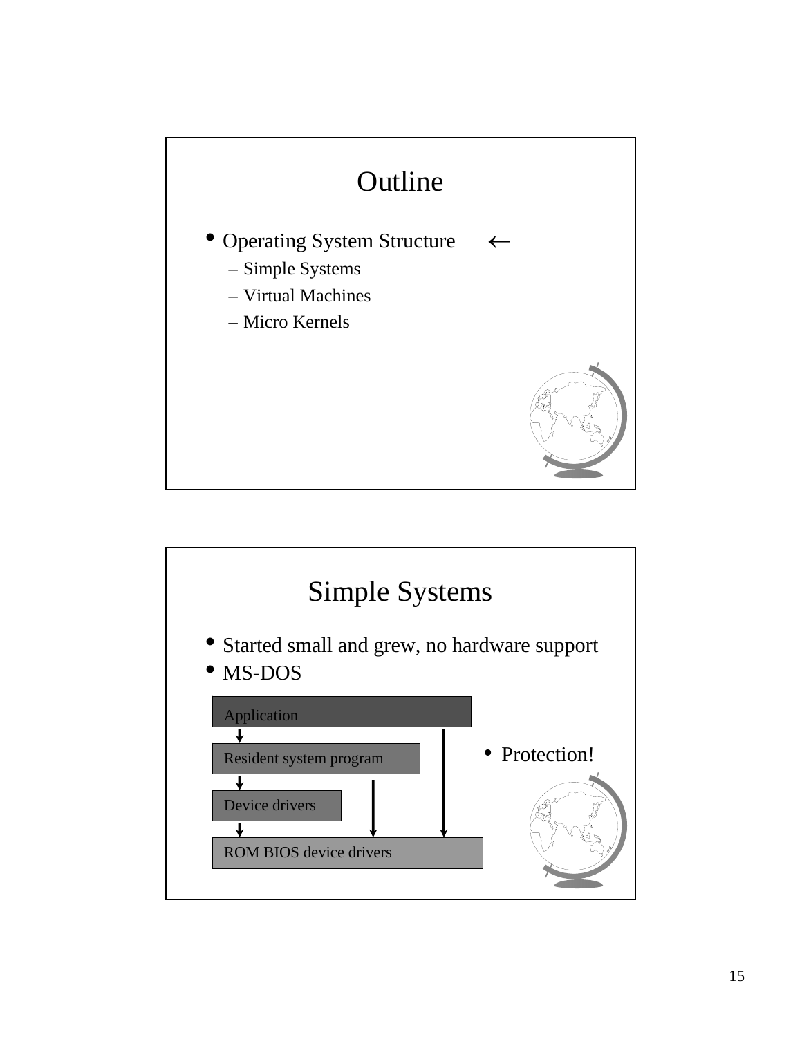# Outline

- Operating System Structure ←
  - Simple Systems
  - Virtual Machines
  - Micro Kernels

# Simple Systems

- Started small and grew, no hardware support
- MS-DOS

Application

Resident system program

Device drivers

ROM BIOS device drivers

- Protection!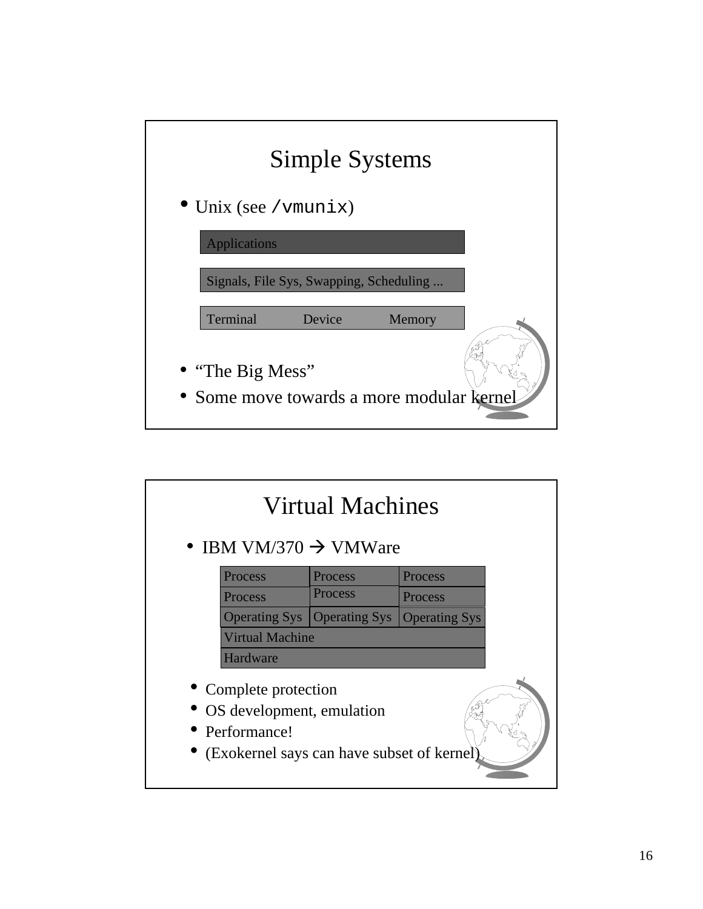## Simple Systems

- Unix (see `/vmunix`)

Applications

Signals, File Sys, Swapping, Scheduling ...

Terminal Device Memory

- "The Big Mess"
- Some move towards a more modular kernel

## Virtual Machines

- IBM VM/370 → VMWare

| | | |
|---|---|---|
| Process | Process | Process |
| Process | Process | Process |
| Operating Sys | Operating Sys | Operating Sys |
| Virtual Machine | | |
| Hardware | | |

- Complete protection
- OS development, emulation
- Performance!
- (Exokernel says can have subset of kernel)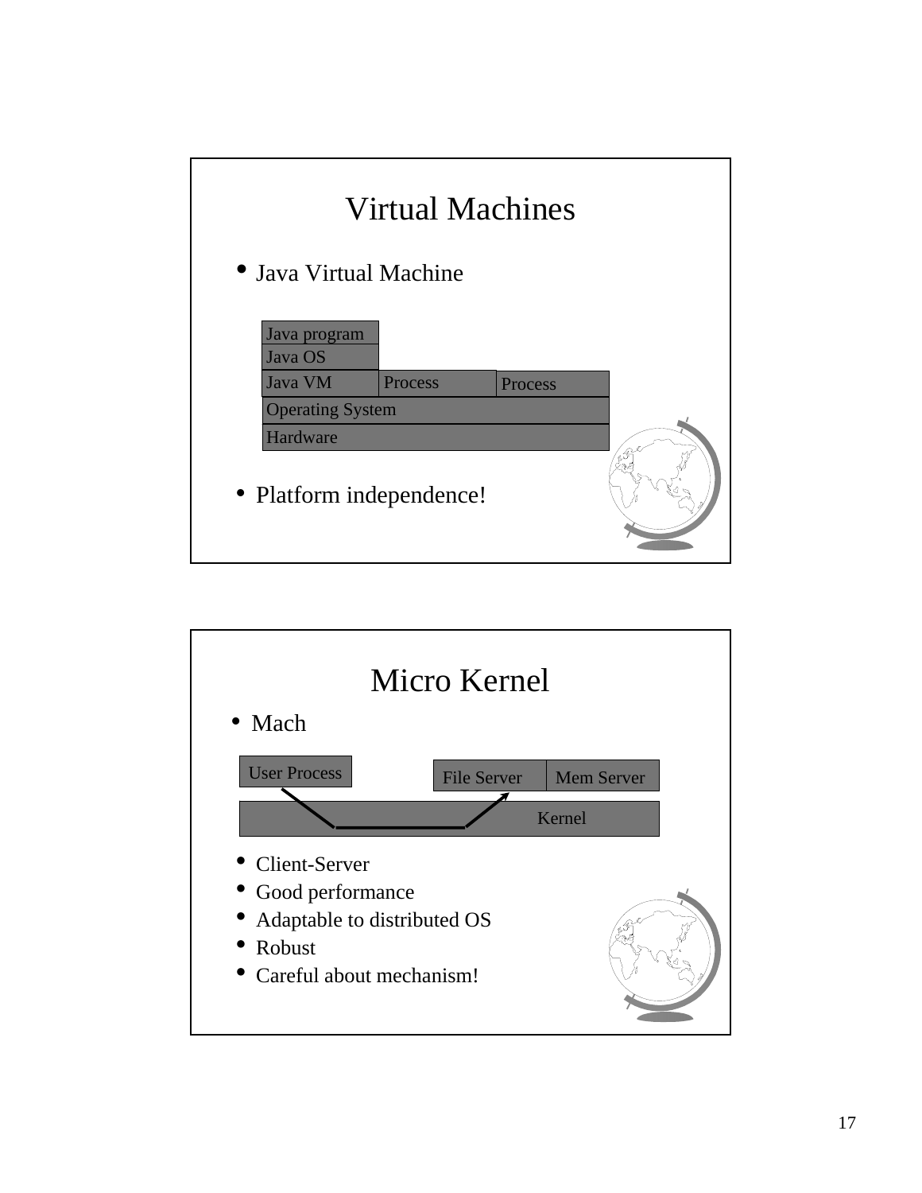# Virtual Machines

- Java Virtual Machine

Java program

Java OS

Java VM | Process | Process

Operating System

Hardware

- Platform independence!

# Micro Kernel

- Mach

User Process

File Server | Mem Server

Kernel

- Client-Server
- Good performance
- Adaptable to distributed OS
- Robust
- Careful about mechanism!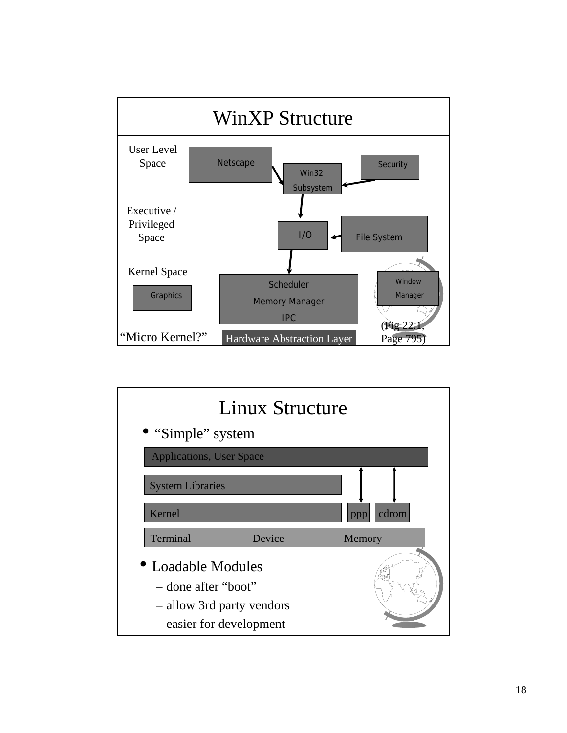# WinXP Structure

User Level Space

Netscape

Win32 Subsystem

Security

Executive / Privileged Space

I/O

File System

Kernel Space

Graphics

Scheduler

Memory Manager

IPC

Window Manager

"Micro Kernel?"

Hardware Abstraction Layer

(Fig 22.1, Page 795)

# Linux Structure

- "Simple" system

Applications, User Space

System Libraries

Kernel

ppp

cdrom

Terminal

Device

Memory

- Loadable Modules
  - done after "boot"
  - allow 3rd party vendors
  - easier for development